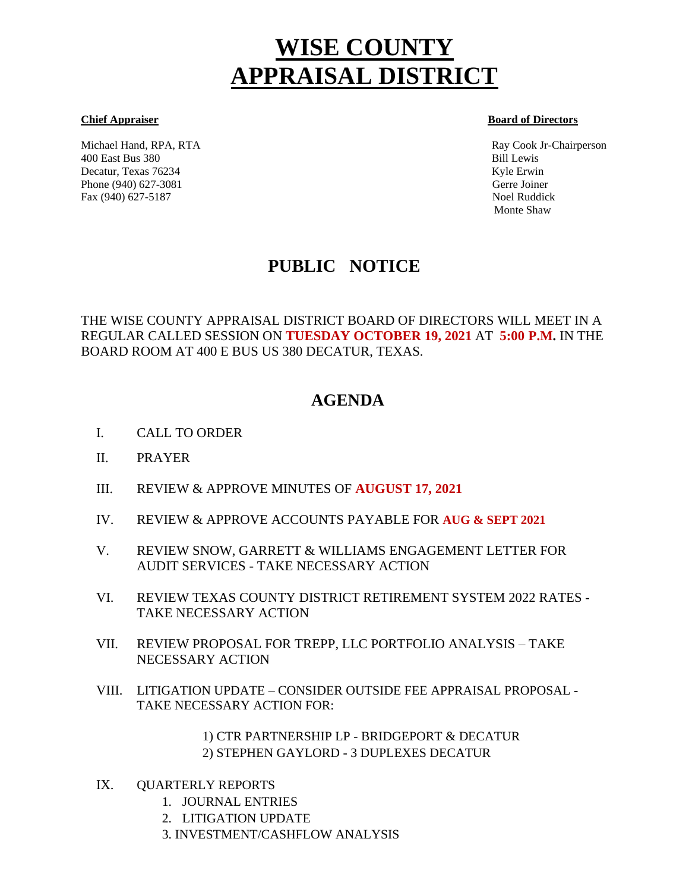# WISE COUNTY APPRAISAL DISTRICT

**Chief Appraiser**

Michael Hand, RPA, RTA
400 East Bus 380
Decatur, Texas 76234
Phone (940) 627-3081
Fax (940) 627-5187

**Board of Directors**

Ray Cook Jr-Chairperson
Bill Lewis
Kyle Erwin
Gerre Joiner
Noel Ruddick
Monte Shaw

## PUBLIC NOTICE

THE WISE COUNTY APPRAISAL DISTRICT BOARD OF DIRECTORS WILL MEET IN A REGULAR CALLED SESSION ON **TUESDAY OCTOBER 19, 2021** AT **5:00 P.M.** IN THE BOARD ROOM AT 400 E BUS US 380 DECATUR, TEXAS.

## AGENDA

I. CALL TO ORDER

II. PRAYER

III. REVIEW & APPROVE MINUTES OF **AUGUST 17, 2021**

IV. REVIEW & APPROVE ACCOUNTS PAYABLE FOR **AUG & SEPT 2021**

V. REVIEW SNOW, GARRETT & WILLIAMS ENGAGEMENT LETTER FOR AUDIT SERVICES - TAKE NECESSARY ACTION

VI. REVIEW TEXAS COUNTY DISTRICT RETIREMENT SYSTEM 2022 RATES - TAKE NECESSARY ACTION

VII. REVIEW PROPOSAL FOR TREPP, LLC PORTFOLIO ANALYSIS – TAKE NECESSARY ACTION

VIII. LITIGATION UPDATE – CONSIDER OUTSIDE FEE APPRAISAL PROPOSAL - TAKE NECESSARY ACTION FOR:

1) CTR PARTNERSHIP LP - BRIDGEPORT & DECATUR
2) STEPHEN GAYLORD - 3 DUPLEXES DECATUR

IX. QUARTERLY REPORTS

1. JOURNAL ENTRIES
2. LITIGATION UPDATE
3. INVESTMENT/CASHFLOW ANALYSIS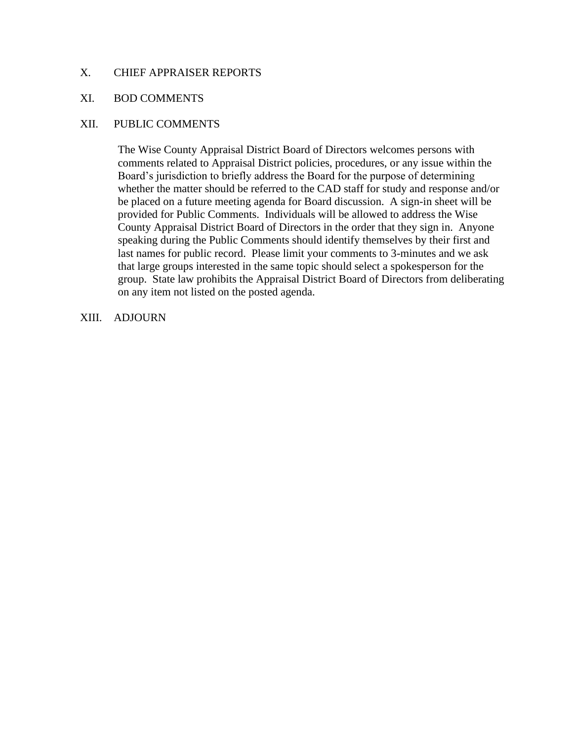X. CHIEF APPRAISER REPORTS

XI. BOD COMMENTS

XII. PUBLIC COMMENTS

The Wise County Appraisal District Board of Directors welcomes persons with comments related to Appraisal District policies, procedures, or any issue within the Board's jurisdiction to briefly address the Board for the purpose of determining whether the matter should be referred to the CAD staff for study and response and/or be placed on a future meeting agenda for Board discussion. A sign-in sheet will be provided for Public Comments. Individuals will be allowed to address the Wise County Appraisal District Board of Directors in the order that they sign in. Anyone speaking during the Public Comments should identify themselves by their first and last names for public record. Please limit your comments to 3-minutes and we ask that large groups interested in the same topic should select a spokesperson for the group. State law prohibits the Appraisal District Board of Directors from deliberating on any item not listed on the posted agenda.

XIII. ADJOURN